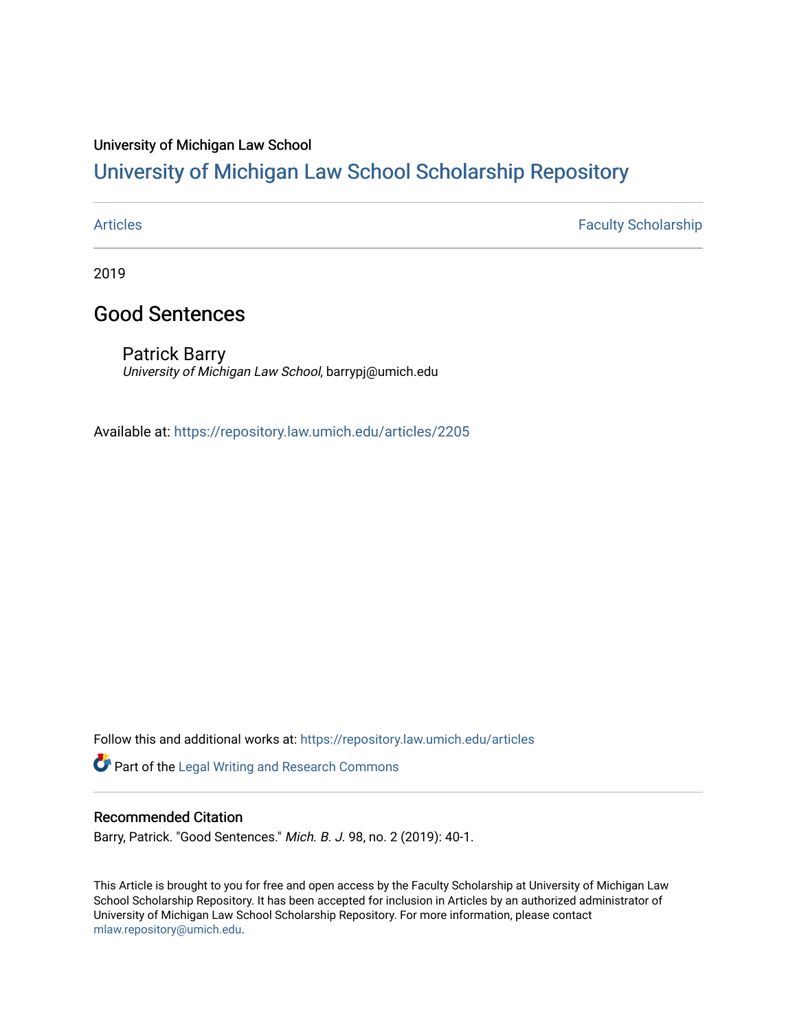University of Michigan Law School

# University of Michigan Law School Scholarship Repository

Articles | Faculty Scholarship

2019

## Good Sentences

Patrick Barry
*University of Michigan Law School*, barrypj@umich.edu

Available at: https://repository.law.umich.edu/articles/2205

Follow this and additional works at: https://repository.law.umich.edu/articles

Part of the Legal Writing and Research Commons

### Recommended Citation

Barry, Patrick. "Good Sentences." *Mich. B. J.* 98, no. 2 (2019): 40-1.

This Article is brought to you for free and open access by the Faculty Scholarship at University of Michigan Law School Scholarship Repository. It has been accepted for inclusion in Articles by an authorized administrator of University of Michigan Law School Scholarship Repository. For more information, please contact mlaw.repository@umich.edu.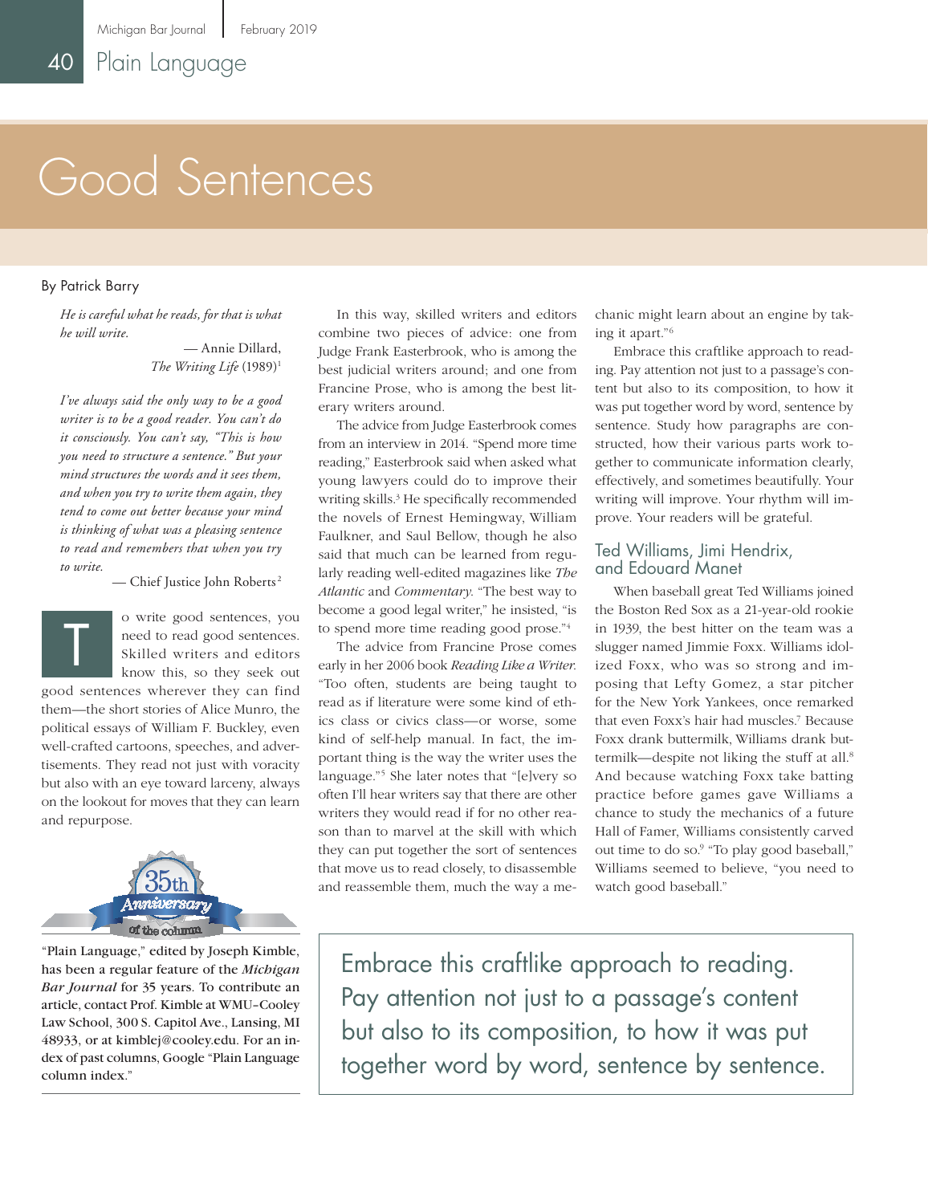# Good Sentences

By Patrick Barry

> *He is careful what he reads, for that is what he will write.*
>
> — Annie Dillard, *The Writing Life* (1989)[1]

> *I've always said the only way to be a good writer is to be a good reader. You can't do it consciously. You can't say, "This is how you need to structure a sentence." But your mind structures the words and it sees them, and when you try to write them again, they tend to come out better because your mind is thinking of what was a pleasing sentence to read and remembers that when you try to write.*
>
> — Chief Justice John Roberts[2]

To write good sentences, you need to read good sentences. Skilled writers and editors know this, so they seek out good sentences wherever they can find them—the short stories of Alice Munro, the political essays of William F. Buckley, even well-crafted cartoons, speeches, and advertisements. They read not just with voracity but also with an eye toward larceny, always on the lookout for moves that they can learn and repurpose.

"Plain Language," edited by Joseph Kimble, has been a regular feature of the *Michigan Bar Journal* for 35 years. To contribute an article, contact Prof. Kimble at WMU-Cooley Law School, 300 S. Capitol Ave., Lansing, MI 48933, or at kimblej@cooley.edu. For an index of past columns, Google "Plain Language column index."

In this way, skilled writers and editors combine two pieces of advice: one from Judge Frank Easterbrook, who is among the best judicial writers around; and one from Francine Prose, who is among the best literary writers around.

The advice from Judge Easterbrook comes from an interview in 2014. "Spend more time reading," Easterbrook said when asked what young lawyers could do to improve their writing skills.[3] He specifically recommended the novels of Ernest Hemingway, William Faulkner, and Saul Bellow, though he also said that much can be learned from regularly reading well-edited magazines like *The Atlantic* and *Commentary*. "The best way to become a good legal writer," he insisted, "is to spend more time reading good prose."[4]

The advice from Francine Prose comes early in her 2006 book *Reading Like a Writer*. "Too often, students are being taught to read as if literature were some kind of ethics class or civics class—or worse, some kind of self-help manual. In fact, the important thing is the way the writer uses the language."[5] She later notes that "[e]very so often I'll hear writers say that there are other writers they would read if for no other reason than to marvel at the skill with which they can put together the sort of sentences that move us to read closely, to disassemble and reassemble them, much the way a mechanic might learn about an engine by taking it apart."[6]

Embrace this craftlike approach to reading. Pay attention not just to a passage's content but also to its composition, to how it was put together word by word, sentence by sentence. Study how paragraphs are constructed, how their various parts work together to communicate information clearly, effectively, and sometimes beautifully. Your writing will improve. Your rhythm will improve. Your readers will be grateful.

## Ted Williams, Jimi Hendrix, and Edouard Manet

When baseball great Ted Williams joined the Boston Red Sox as a 21-year-old rookie in 1939, the best hitter on the team was a slugger named Jimmie Foxx. Williams idolized Foxx, who was so strong and imposing that Lefty Gomez, a star pitcher for the New York Yankees, once remarked that even Foxx's hair had muscles.[7] Because Foxx drank buttermilk, Williams drank buttermilk—despite not liking the stuff at all.[8] And because watching Foxx take batting practice before games gave Williams a chance to study the mechanics of a future Hall of Famer, Williams consistently carved out time to do so.[9] "To play good baseball," Williams seemed to believe, "you need to watch good baseball."

> Embrace this craftlike approach to reading. Pay attention not just to a passage's content but also to its composition, to how it was put together word by word, sentence by sentence.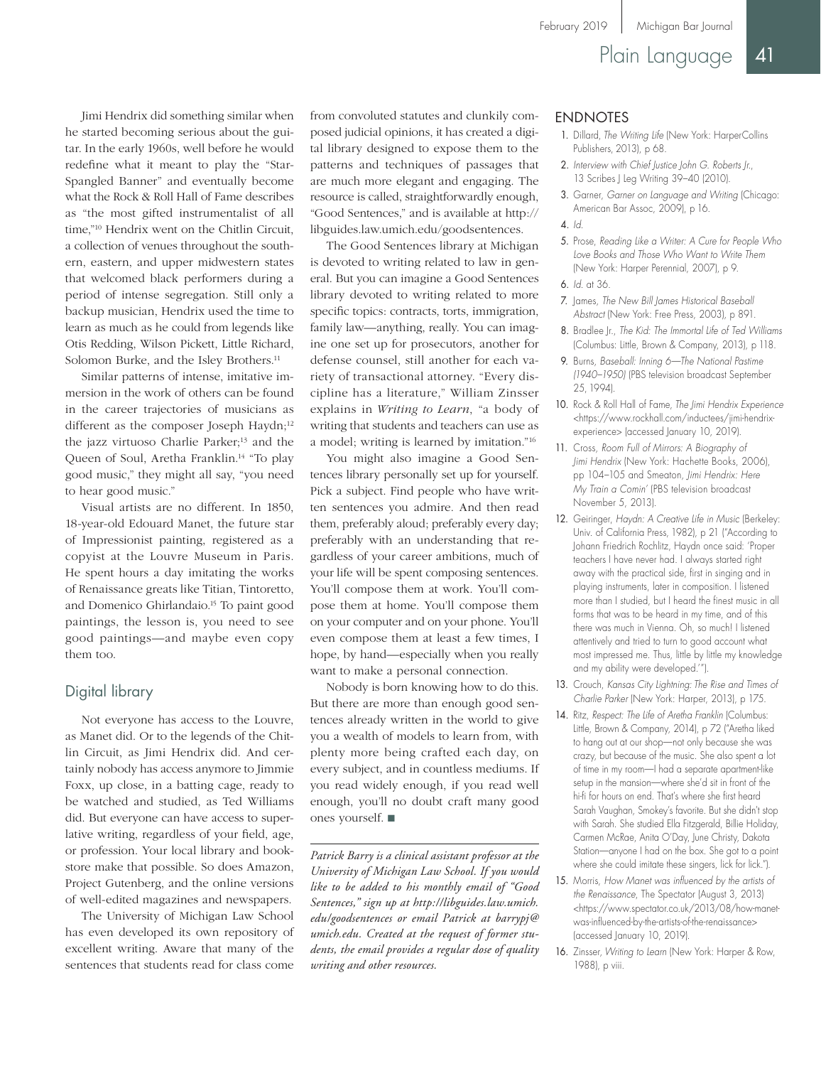Jimi Hendrix did something similar when he started becoming serious about the guitar. In the early 1960s, well before he would redefine what it meant to play the "Star-Spangled Banner" and eventually become what the Rock & Roll Hall of Fame describes as "the most gifted instrumentalist of all time,"[10] Hendrix went on the Chitlin Circuit, a collection of venues throughout the southern, eastern, and upper midwestern states that welcomed black performers during a period of intense segregation. Still only a backup musician, Hendrix used the time to learn as much as he could from legends like Otis Redding, Wilson Pickett, Little Richard, Solomon Burke, and the Isley Brothers.[11]

Similar patterns of intense, imitative immersion in the work of others can be found in the career trajectories of musicians as different as the composer Joseph Haydn;[12] the jazz virtuoso Charlie Parker;[13] and the Queen of Soul, Aretha Franklin.[14] "To play good music," they might all say, "you need to hear good music."

Visual artists are no different. In 1850, 18-year-old Edouard Manet, the future star of Impressionist painting, registered as a copyist at the Louvre Museum in Paris. He spent hours a day imitating the works of Renaissance greats like Titian, Tintoretto, and Domenico Ghirlandaio.[15] To paint good paintings, the lesson is, you need to see good paintings—and maybe even copy them too.

## Digital library

Not everyone has access to the Louvre, as Manet did. Or to the legends of the Chitlin Circuit, as Jimi Hendrix did. And certainly nobody has access anymore to Jimmie Foxx, up close, in a batting cage, ready to be watched and studied, as Ted Williams did. But everyone can have access to superlative writing, regardless of your field, age, or profession. Your local library and bookstore make that possible. So does Amazon, Project Gutenberg, and the online versions of well-edited magazines and newspapers.

The University of Michigan Law School has even developed its own repository of excellent writing. Aware that many of the sentences that students read for class come from convoluted statutes and clunkily composed judicial opinions, it has created a digital library designed to expose them to the patterns and techniques of passages that are much more elegant and engaging. The resource is called, straightforwardly enough, "Good Sentences," and is available at http://libguides.law.umich.edu/goodsentences.

The Good Sentences library at Michigan is devoted to writing related to law in general. But you can imagine a Good Sentences library devoted to writing related to more specific topics: contracts, torts, immigration, family law—anything, really. You can imagine one set up for prosecutors, another for defense counsel, still another for each variety of transactional attorney. "Every discipline has a literature," William Zinsser explains in *Writing to Learn*, "a body of writing that students and teachers can use as a model; writing is learned by imitation."[16]

You might also imagine a Good Sentences library personally set up for yourself. Pick a subject. Find people who have written sentences you admire. And then read them, preferably aloud; preferably every day; preferably with an understanding that regardless of your career ambitions, much of your life will be spent composing sentences. You'll compose them at work. You'll compose them at home. You'll compose them on your computer and on your phone. You'll even compose them at least a few times, I hope, by hand—especially when you really want to make a personal connection.

Nobody is born knowing how to do this. But there are more than enough good sentences already written in the world to give you a wealth of models to learn from, with plenty more being crafted each day, on every subject, and in countless mediums. If you read widely enough, if you read well enough, you'll no doubt craft many good ones yourself. ■

---

*Patrick Barry is a clinical assistant professor at the University of Michigan Law School. If you would like to be added to his monthly email of "Good Sentences," sign up at http://libguides.law.umich.edu/goodsentences or email Patrick at barrypj@umich.edu. Created at the request of former students, the email provides a regular dose of quality writing and other resources.*

## ENDNOTES

1. Dillard, *The Writing Life* (New York: HarperCollins Publishers, 2013), p 68.
2. *Interview with Chief Justice John G. Roberts Jr.*, 13 Scribes J Leg Writing 39–40 (2010).
3. Garner, *Garner on Language and Writing* (Chicago: American Bar Assoc, 2009), p 16.
4. *Id.*
5. Prose, *Reading Like a Writer: A Cure for People Who Love Books and Those Who Want to Write Them* (New York: Harper Perennial, 2007), p 9.
6. *Id.* at 36.
7. James, *The New Bill James Historical Baseball Abstract* (New York: Free Press, 2003), p 891.
8. Bradlee Jr., *The Kid: The Immortal Life of Ted Williams* (Columbus: Little, Brown & Company, 2013), p 118.
9. Burns, *Baseball: Inning 6—The National Pastime (1940–1950)* (PBS television broadcast September 25, 1994).
10. Rock & Roll Hall of Fame, *The Jimi Hendrix Experience* <https://www.rockhall.com/inductees/jimi-hendrix-experience> (accessed January 10, 2019).
11. Cross, *Room Full of Mirrors: A Biography of Jimi Hendrix* (New York: Hachette Books, 2006), pp 104–105 and Smeaton, *Jimi Hendrix: Here My Train a Comin'* (PBS television broadcast November 5, 2013).
12. Geiringer, *Haydn: A Creative Life in Music* (Berkeley: Univ. of California Press, 1982), p 21 ("According to Johann Friedrich Rochlitz, Haydn once said: 'Proper teachers I have never had. I always started right away with the practical side, first in singing and in playing instruments, later in composition. I listened more than I studied, but I heard the finest music in all forms that was to be heard in my time, and of this there was much in Vienna. Oh, so much! I listened attentively and tried to turn to good account what most impressed me. Thus, little by little my knowledge and my ability were developed.'").
13. Crouch, *Kansas City Lightning: The Rise and Times of Charlie Parker* (New York: Harper, 2013), p 175.
14. Ritz, *Respect: The Life of Aretha Franklin* (Columbus: Little, Brown & Company, 2014), p 72 ("Aretha liked to hang out at our shop—not only because she was crazy, but because of the music. She also spent a lot of time in my room—I had a separate apartment-like setup in the mansion—where she'd sit in front of the hi-fi for hours on end. That's where she first heard Sarah Vaughan, Smokey's favorite. But she didn't stop with Sarah. She studied Ella Fitzgerald, Billie Holiday, Carmen McRae, Anita O'Day, June Christy, Dakota Station—anyone I had on the box. She got to a point where she could imitate these singers, lick for lick.").
15. Morris, *How Manet was influenced by the artists of the Renaissance*, The Spectator (August 3, 2013) <https://www.spectator.co.uk/2013/08/how-manet-was-influenced-by-the-artists-of-the-renaissance> (accessed January 10, 2019).
16. Zinsser, *Writing to Learn* (New York: Harper & Row, 1988), p viii.